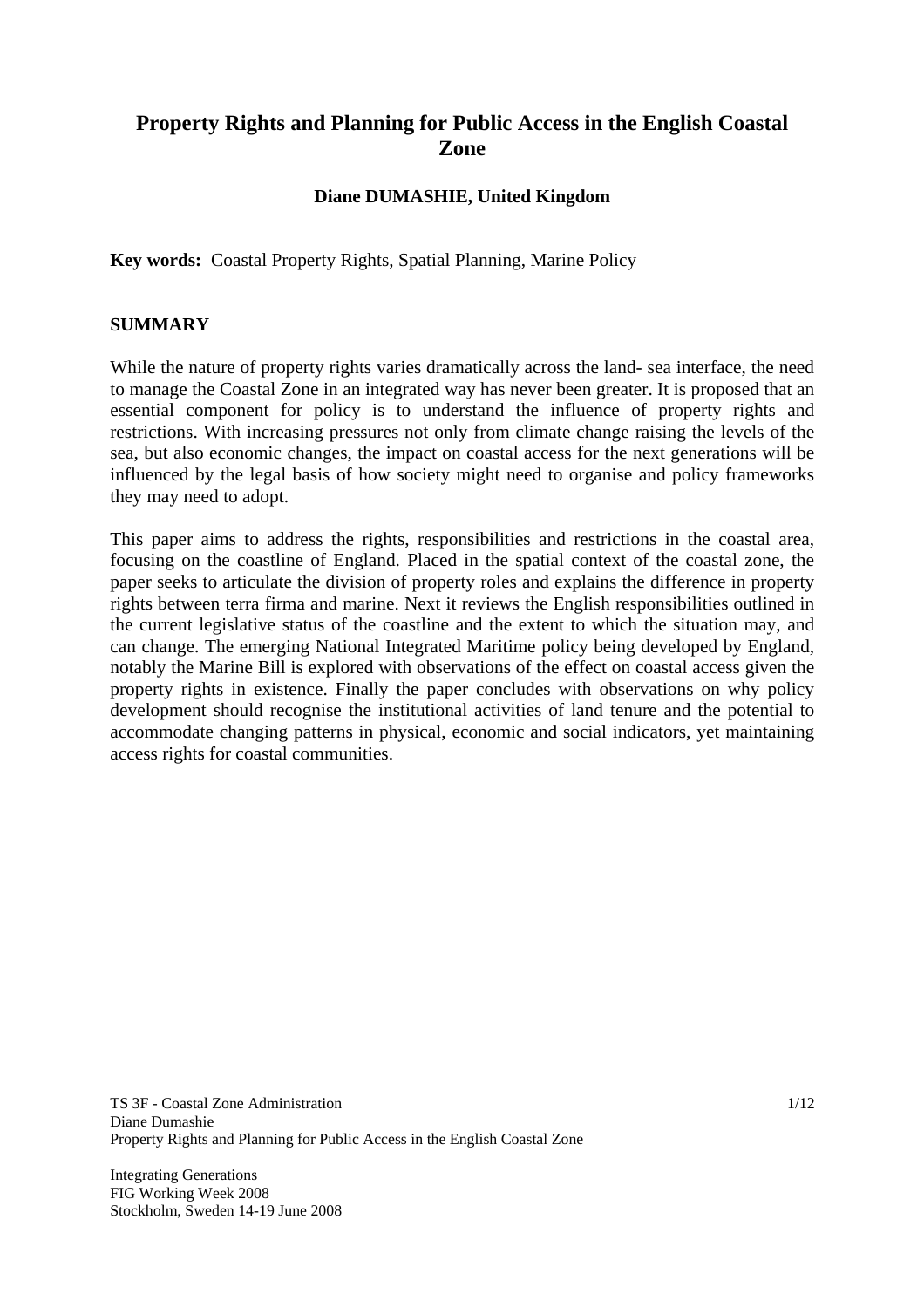# Property Rights and Planning for Public Access in the English Coastal Zone

**Diane DUMASHIE, United Kingdom**

**Key words:** Coastal Property Rights, Spatial Planning, Marine Policy

## SUMMARY

While the nature of property rights varies dramatically across the land- sea interface, the need to manage the Coastal Zone in an integrated way has never been greater. It is proposed that an essential component for policy is to understand the influence of property rights and restrictions. With increasing pressures not only from climate change raising the levels of the sea, but also economic changes, the impact on coastal access for the next generations will be influenced by the legal basis of how society might need to organise and policy frameworks they may need to adopt.

This paper aims to address the rights, responsibilities and restrictions in the coastal area, focusing on the coastline of England. Placed in the spatial context of the coastal zone, the paper seeks to articulate the division of property roles and explains the difference in property rights between terra firma and marine. Next it reviews the English responsibilities outlined in the current legislative status of the coastline and the extent to which the situation may, and can change. The emerging National Integrated Maritime policy being developed by England, notably the Marine Bill is explored with observations of the effect on coastal access given the property rights in existence. Finally the paper concludes with observations on why policy development should recognise the institutional activities of land tenure and the potential to accommodate changing patterns in physical, economic and social indicators, yet maintaining access rights for coastal communities.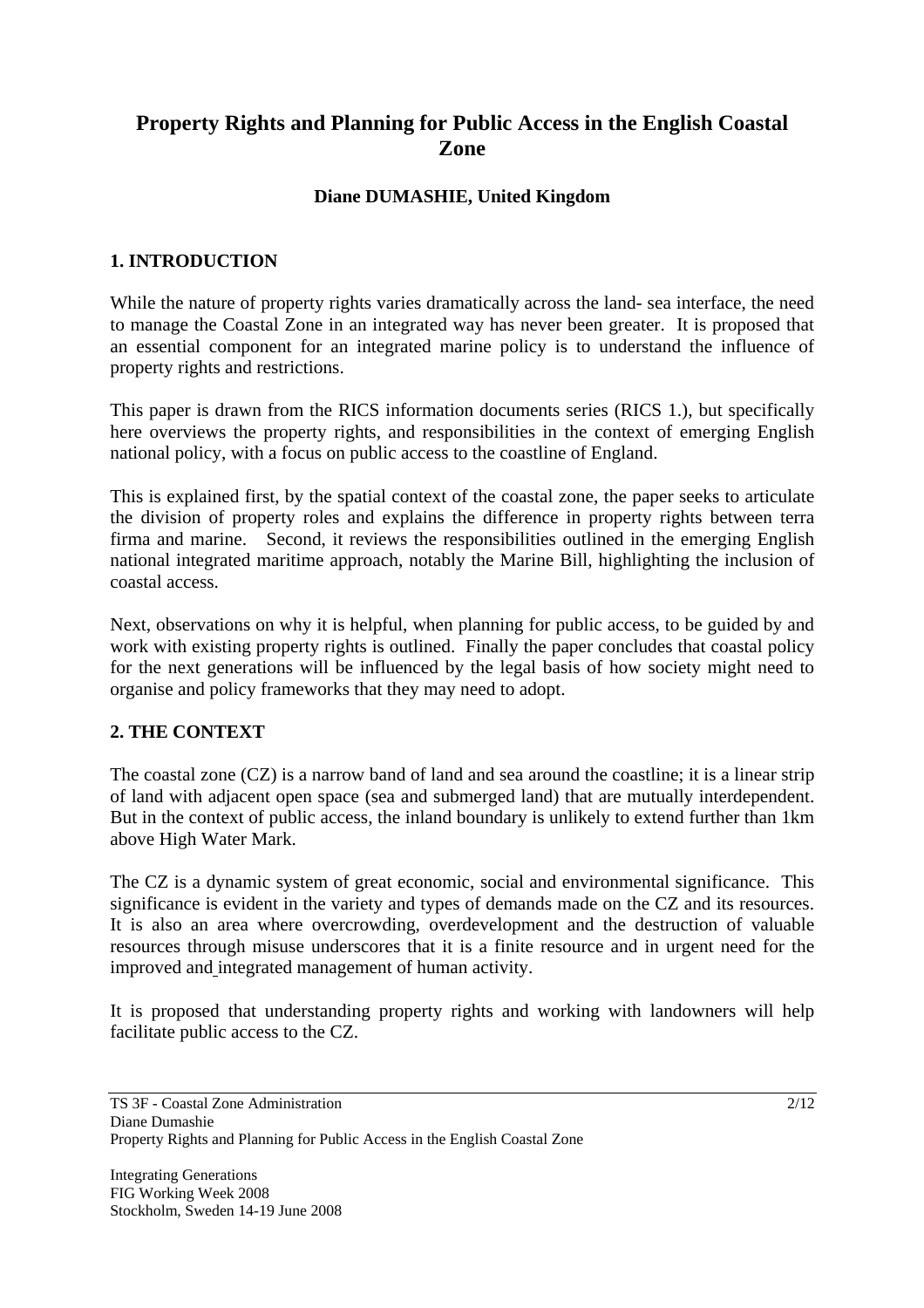# Property Rights and Planning for Public Access in the English Coastal Zone

**Diane DUMASHIE, United Kingdom**

## 1. INTRODUCTION

While the nature of property rights varies dramatically across the land- sea interface, the need to manage the Coastal Zone in an integrated way has never been greater. It is proposed that an essential component for an integrated marine policy is to understand the influence of property rights and restrictions.

This paper is drawn from the RICS information documents series (RICS 1.), but specifically here overviews the property rights, and responsibilities in the context of emerging English national policy, with a focus on public access to the coastline of England.

This is explained first, by the spatial context of the coastal zone, the paper seeks to articulate the division of property roles and explains the difference in property rights between terra firma and marine. Second, it reviews the responsibilities outlined in the emerging English national integrated maritime approach, notably the Marine Bill, highlighting the inclusion of coastal access.

Next, observations on why it is helpful, when planning for public access, to be guided by and work with existing property rights is outlined. Finally the paper concludes that coastal policy for the next generations will be influenced by the legal basis of how society might need to organise and policy frameworks that they may need to adopt.

## 2. THE CONTEXT

The coastal zone (CZ) is a narrow band of land and sea around the coastline; it is a linear strip of land with adjacent open space (sea and submerged land) that are mutually interdependent. But in the context of public access, the inland boundary is unlikely to extend further than 1km above High Water Mark.

The CZ is a dynamic system of great economic, social and environmental significance. This significance is evident in the variety and types of demands made on the CZ and its resources. It is also an area where overcrowding, overdevelopment and the destruction of valuable resources through misuse underscores that it is a finite resource and in urgent need for the improved and integrated management of human activity.

It is proposed that understanding property rights and working with landowners will help facilitate public access to the CZ.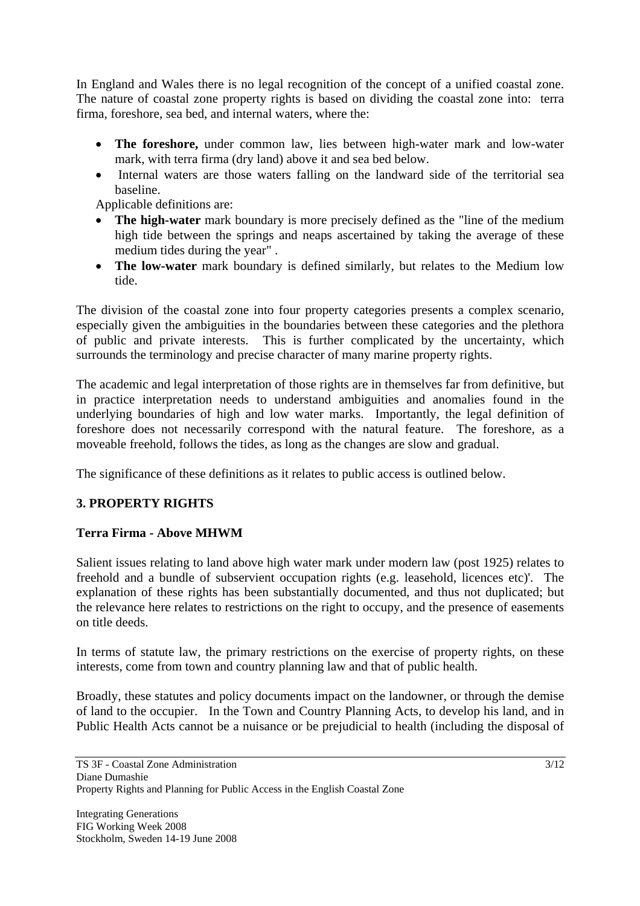In England and Wales there is no legal recognition of the concept of a unified coastal zone. The nature of coastal zone property rights is based on dividing the coastal zone into: terra firma, foreshore, sea bed, and internal waters, where the:

- **The foreshore,** under common law, lies between high-water mark and low-water mark, with terra firma (dry land) above it and sea bed below.
- Internal waters are those waters falling on the landward side of the territorial sea baseline.

Applicable definitions are:

- **The high-water** mark boundary is more precisely defined as the "line of the medium high tide between the springs and neaps ascertained by taking the average of these medium tides during the year" .
- **The low-water** mark boundary is defined similarly, but relates to the Medium low tide.

The division of the coastal zone into four property categories presents a complex scenario, especially given the ambiguities in the boundaries between these categories and the plethora of public and private interests. This is further complicated by the uncertainty, which surrounds the terminology and precise character of many marine property rights.

The academic and legal interpretation of those rights are in themselves far from definitive, but in practice interpretation needs to understand ambiguities and anomalies found in the underlying boundaries of high and low water marks. Importantly, the legal definition of foreshore does not necessarily correspond with the natural feature. The foreshore, as a moveable freehold, follows the tides, as long as the changes are slow and gradual.

The significance of these definitions as it relates to public access is outlined below.

## 3. PROPERTY RIGHTS

### Terra Firma - Above MHWM

Salient issues relating to land above high water mark under modern law (post 1925) relates to freehold and a bundle of subservient occupation rights (e.g. leasehold, licences etc)'. The explanation of these rights has been substantially documented, and thus not duplicated; but the relevance here relates to restrictions on the right to occupy, and the presence of easements on title deeds.

In terms of statute law, the primary restrictions on the exercise of property rights, on these interests, come from town and country planning law and that of public health.

Broadly, these statutes and policy documents impact on the landowner, or through the demise of land to the occupier. In the Town and Country Planning Acts, to develop his land, and in Public Health Acts cannot be a nuisance or be prejudicial to health (including the disposal of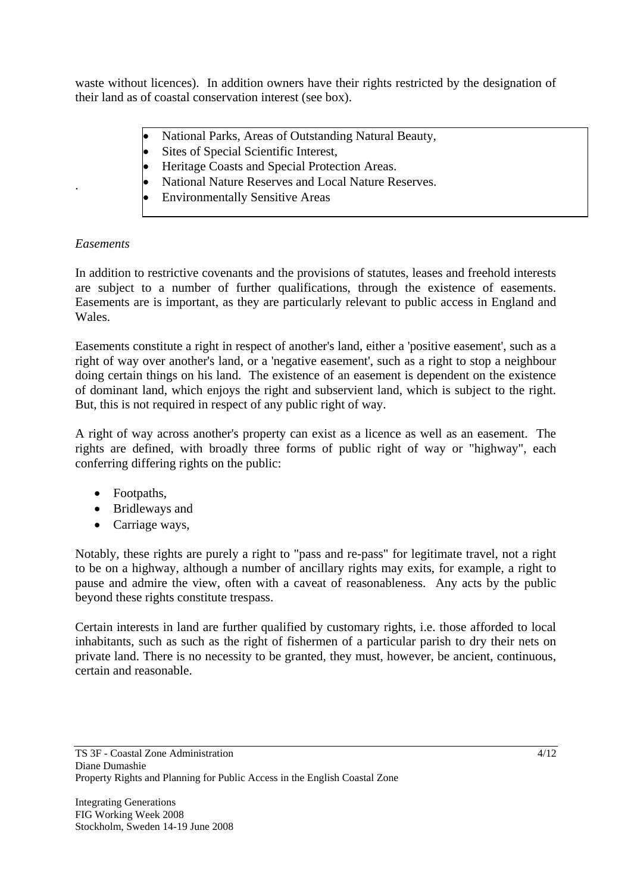waste without licences). In addition owners have their rights restricted by the designation of their land as of coastal conservation interest (see box).

- National Parks, Areas of Outstanding Natural Beauty,
- Sites of Special Scientific Interest,
- Heritage Coasts and Special Protection Areas.
- National Nature Reserves and Local Nature Reserves.
- Environmentally Sensitive Areas

*Easements*

In addition to restrictive covenants and the provisions of statutes, leases and freehold interests are subject to a number of further qualifications, through the existence of easements. Easements are is important, as they are particularly relevant to public access in England and Wales.

Easements constitute a right in respect of another's land, either a 'positive easement', such as a right of way over another's land, or a 'negative easement', such as a right to stop a neighbour doing certain things on his land. The existence of an easement is dependent on the existence of dominant land, which enjoys the right and subservient land, which is subject to the right. But, this is not required in respect of any public right of way.

A right of way across another's property can exist as a licence as well as an easement. The rights are defined, with broadly three forms of public right of way or "highway", each conferring differing rights on the public:

- Footpaths,
- Bridleways and
- Carriage ways,

Notably, these rights are purely a right to "pass and re-pass" for legitimate travel, not a right to be on a highway, although a number of ancillary rights may exits, for example, a right to pause and admire the view, often with a caveat of reasonableness. Any acts by the public beyond these rights constitute trespass.

Certain interests in land are further qualified by customary rights, i.e. those afforded to local inhabitants, such as such as the right of fishermen of a particular parish to dry their nets on private land. There is no necessity to be granted, they must, however, be ancient, continuous, certain and reasonable.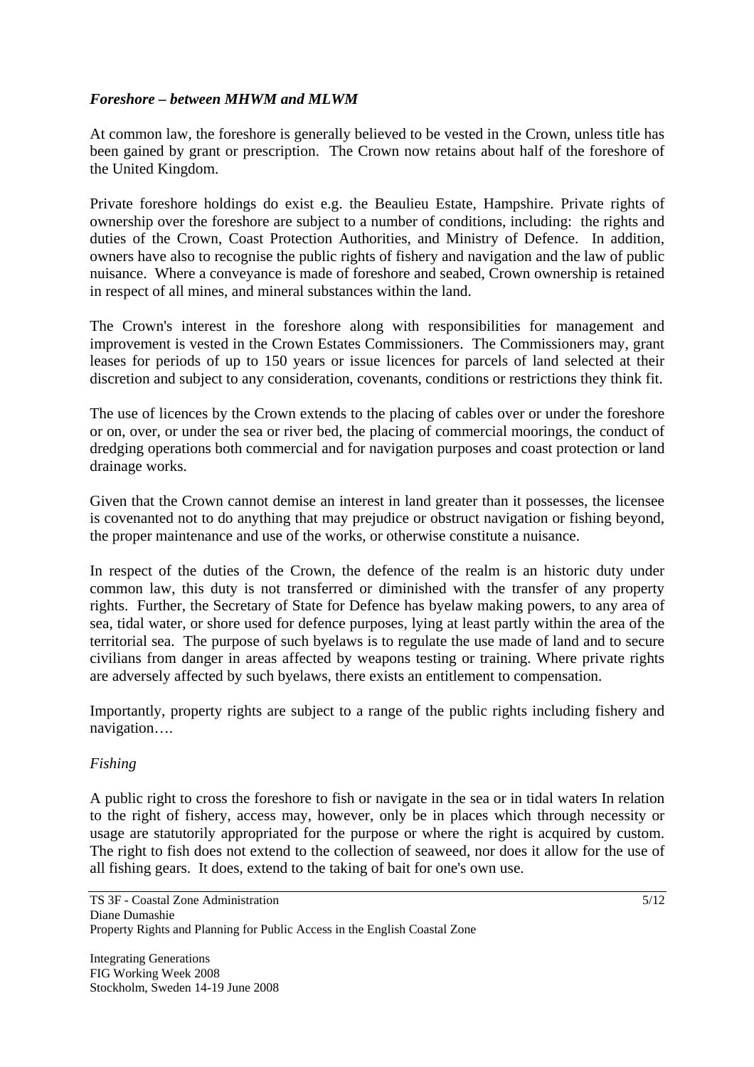### *Foreshore – between MHWM and MLWM*

At common law, the foreshore is generally believed to be vested in the Crown, unless title has been gained by grant or prescription. The Crown now retains about half of the foreshore of the United Kingdom.

Private foreshore holdings do exist e.g. the Beaulieu Estate, Hampshire. Private rights of ownership over the foreshore are subject to a number of conditions, including: the rights and duties of the Crown, Coast Protection Authorities, and Ministry of Defence. In addition, owners have also to recognise the public rights of fishery and navigation and the law of public nuisance. Where a conveyance is made of foreshore and seabed, Crown ownership is retained in respect of all mines, and mineral substances within the land.

The Crown's interest in the foreshore along with responsibilities for management and improvement is vested in the Crown Estates Commissioners. The Commissioners may, grant leases for periods of up to 150 years or issue licences for parcels of land selected at their discretion and subject to any consideration, covenants, conditions or restrictions they think fit.

The use of licences by the Crown extends to the placing of cables over or under the foreshore or on, over, or under the sea or river bed, the placing of commercial moorings, the conduct of dredging operations both commercial and for navigation purposes and coast protection or land drainage works.

Given that the Crown cannot demise an interest in land greater than it possesses, the licensee is covenanted not to do anything that may prejudice or obstruct navigation or fishing beyond, the proper maintenance and use of the works, or otherwise constitute a nuisance.

In respect of the duties of the Crown, the defence of the realm is an historic duty under common law, this duty is not transferred or diminished with the transfer of any property rights. Further, the Secretary of State for Defence has byelaw making powers, to any area of sea, tidal water, or shore used for defence purposes, lying at least partly within the area of the territorial sea. The purpose of such byelaws is to regulate the use made of land and to secure civilians from danger in areas affected by weapons testing or training. Where private rights are adversely affected by such byelaws, there exists an entitlement to compensation.

Importantly, property rights are subject to a range of the public rights including fishery and navigation….

#### *Fishing*

A public right to cross the foreshore to fish or navigate in the sea or in tidal waters In relation to the right of fishery, access may, however, only be in places which through necessity or usage are statutorily appropriated for the purpose or where the right is acquired by custom. The right to fish does not extend to the collection of seaweed, nor does it allow for the use of all fishing gears. It does, extend to the taking of bait for one's own use.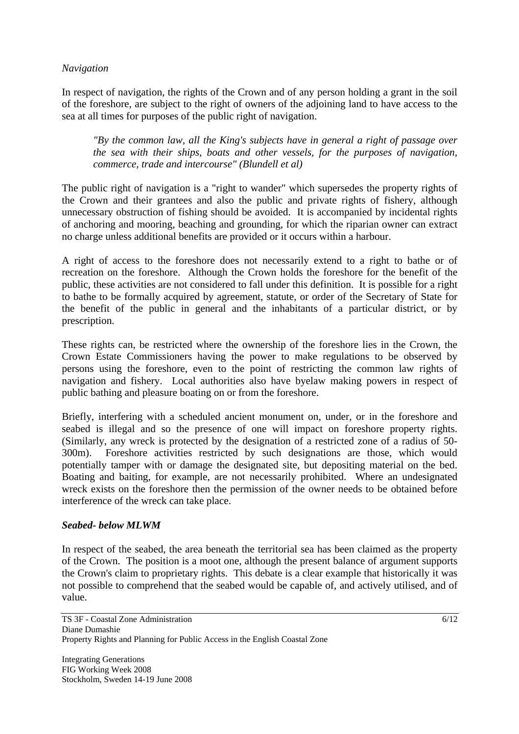*Navigation*

In respect of navigation, the rights of the Crown and of any person holding a grant in the soil of the foreshore, are subject to the right of owners of the adjoining land to have access to the sea at all times for purposes of the public right of navigation.

> *"By the common law, all the King's subjects have in general a right of passage over the sea with their ships, boats and other vessels, for the purposes of navigation, commerce, trade and intercourse" (Blundell et al)*

The public right of navigation is a "right to wander" which supersedes the property rights of the Crown and their grantees and also the public and private rights of fishery, although unnecessary obstruction of fishing should be avoided. It is accompanied by incidental rights of anchoring and mooring, beaching and grounding, for which the riparian owner can extract no charge unless additional benefits are provided or it occurs within a harbour.

A right of access to the foreshore does not necessarily extend to a right to bathe or of recreation on the foreshore. Although the Crown holds the foreshore for the benefit of the public, these activities are not considered to fall under this definition. It is possible for a right to bathe to be formally acquired by agreement, statute, or order of the Secretary of State for the benefit of the public in general and the inhabitants of a particular district, or by prescription.

These rights can, be restricted where the ownership of the foreshore lies in the Crown, the Crown Estate Commissioners having the power to make regulations to be observed by persons using the foreshore, even to the point of restricting the common law rights of navigation and fishery. Local authorities also have byelaw making powers in respect of public bathing and pleasure boating on or from the foreshore.

Briefly, interfering with a scheduled ancient monument on, under, or in the foreshore and seabed is illegal and so the presence of one will impact on foreshore property rights. (Similarly, any wreck is protected by the designation of a restricted zone of a radius of 50-300m). Foreshore activities restricted by such designations are those, which would potentially tamper with or damage the designated site, but depositing material on the bed. Boating and baiting, for example, are not necessarily prohibited. Where an undesignated wreck exists on the foreshore then the permission of the owner needs to be obtained before interference of the wreck can take place.

***Seabed- below MLWM***

In respect of the seabed, the area beneath the territorial sea has been claimed as the property of the Crown. The position is a moot one, although the present balance of argument supports the Crown's claim to proprietary rights. This debate is a clear example that historically it was not possible to comprehend that the seabed would be capable of, and actively utilised, and of value.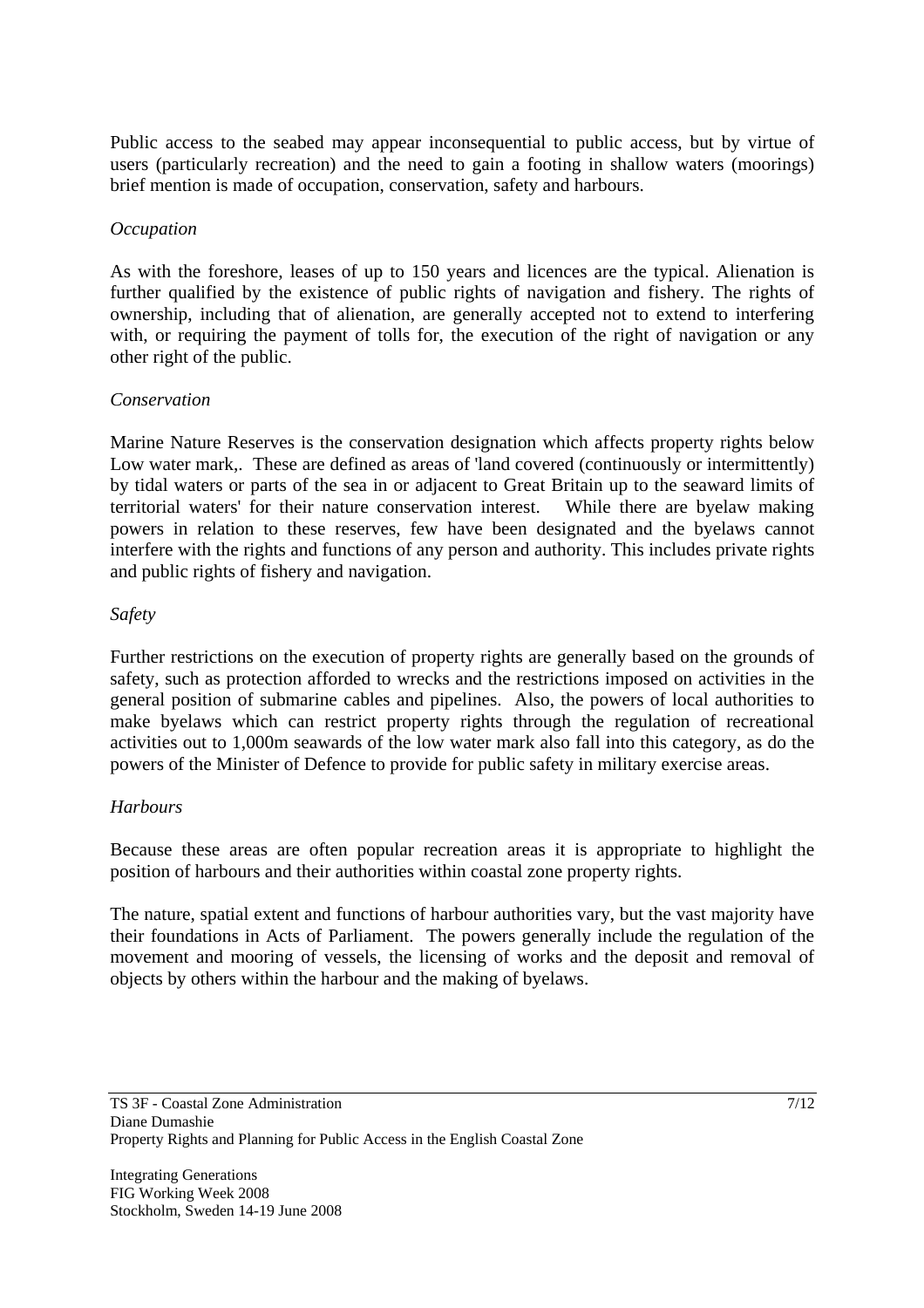Public access to the seabed may appear inconsequential to public access, but by virtue of users (particularly recreation) and the need to gain a footing in shallow waters (moorings) brief mention is made of occupation, conservation, safety and harbours.

*Occupation*

As with the foreshore, leases of up to 150 years and licences are the typical. Alienation is further qualified by the existence of public rights of navigation and fishery. The rights of ownership, including that of alienation, are generally accepted not to extend to interfering with, or requiring the payment of tolls for, the execution of the right of navigation or any other right of the public.

*Conservation*

Marine Nature Reserves is the conservation designation which affects property rights below Low water mark,. These are defined as areas of 'land covered (continuously or intermittently) by tidal waters or parts of the sea in or adjacent to Great Britain up to the seaward limits of territorial waters' for their nature conservation interest. While there are byelaw making powers in relation to these reserves, few have been designated and the byelaws cannot interfere with the rights and functions of any person and authority. This includes private rights and public rights of fishery and navigation.

*Safety*

Further restrictions on the execution of property rights are generally based on the grounds of safety, such as protection afforded to wrecks and the restrictions imposed on activities in the general position of submarine cables and pipelines. Also, the powers of local authorities to make byelaws which can restrict property rights through the regulation of recreational activities out to 1,000m seawards of the low water mark also fall into this category, as do the powers of the Minister of Defence to provide for public safety in military exercise areas.

*Harbours*

Because these areas are often popular recreation areas it is appropriate to highlight the position of harbours and their authorities within coastal zone property rights.

The nature, spatial extent and functions of harbour authorities vary, but the vast majority have their foundations in Acts of Parliament. The powers generally include the regulation of the movement and mooring of vessels, the licensing of works and the deposit and removal of objects by others within the harbour and the making of byelaws.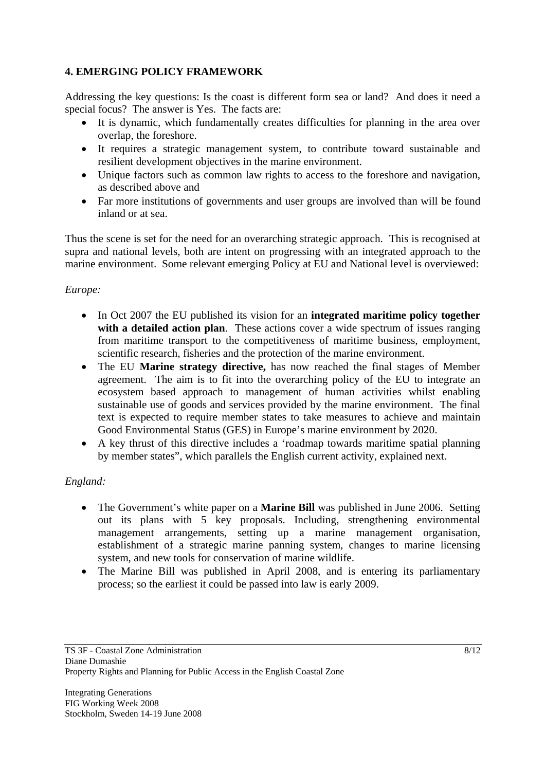## 4. EMERGING POLICY FRAMEWORK

Addressing the key questions: Is the coast is different form sea or land? And does it need a special focus? The answer is Yes. The facts are:

- It is dynamic, which fundamentally creates difficulties for planning in the area over overlap, the foreshore.
- It requires a strategic management system, to contribute toward sustainable and resilient development objectives in the marine environment.
- Unique factors such as common law rights to access to the foreshore and navigation, as described above and
- Far more institutions of governments and user groups are involved than will be found inland or at sea.

Thus the scene is set for the need for an overarching strategic approach. This is recognised at supra and national levels, both are intent on progressing with an integrated approach to the marine environment. Some relevant emerging Policy at EU and National level is overviewed:

*Europe:*

- In Oct 2007 the EU published its vision for an **integrated maritime policy together with a detailed action plan**. These actions cover a wide spectrum of issues ranging from maritime transport to the competitiveness of maritime business, employment, scientific research, fisheries and the protection of the marine environment.
- The EU **Marine strategy directive,** has now reached the final stages of Member agreement. The aim is to fit into the overarching policy of the EU to integrate an ecosystem based approach to management of human activities whilst enabling sustainable use of goods and services provided by the marine environment. The final text is expected to require member states to take measures to achieve and maintain Good Environmental Status (GES) in Europe's marine environment by 2020.
- A key thrust of this directive includes a 'roadmap towards maritime spatial planning by member states", which parallels the English current activity, explained next.

*England:*

- The Government's white paper on a **Marine Bill** was published in June 2006. Setting out its plans with 5 key proposals. Including, strengthening environmental management arrangements, setting up a marine management organisation, establishment of a strategic marine panning system, changes to marine licensing system, and new tools for conservation of marine wildlife.
- The Marine Bill was published in April 2008, and is entering its parliamentary process; so the earliest it could be passed into law is early 2009.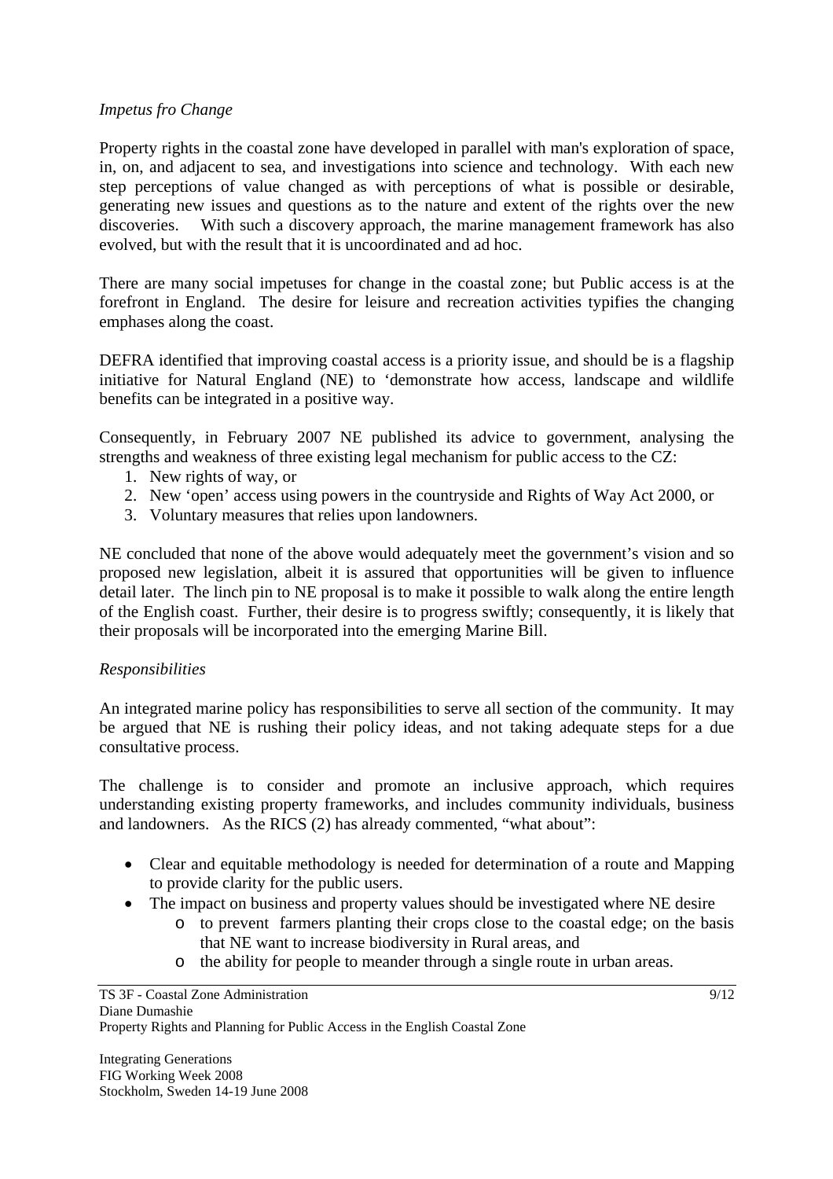*Impetus fro Change*

Property rights in the coastal zone have developed in parallel with man's exploration of space, in, on, and adjacent to sea, and investigations into science and technology. With each new step perceptions of value changed as with perceptions of what is possible or desirable, generating new issues and questions as to the nature and extent of the rights over the new discoveries. With such a discovery approach, the marine management framework has also evolved, but with the result that it is uncoordinated and ad hoc.

There are many social impetuses for change in the coastal zone; but Public access is at the forefront in England. The desire for leisure and recreation activities typifies the changing emphases along the coast.

DEFRA identified that improving coastal access is a priority issue, and should be is a flagship initiative for Natural England (NE) to 'demonstrate how access, landscape and wildlife benefits can be integrated in a positive way.

Consequently, in February 2007 NE published its advice to government, analysing the strengths and weakness of three existing legal mechanism for public access to the CZ:

1. New rights of way, or
2. New 'open' access using powers in the countryside and Rights of Way Act 2000, or
3. Voluntary measures that relies upon landowners.

NE concluded that none of the above would adequately meet the government's vision and so proposed new legislation, albeit it is assured that opportunities will be given to influence detail later. The linch pin to NE proposal is to make it possible to walk along the entire length of the English coast. Further, their desire is to progress swiftly; consequently, it is likely that their proposals will be incorporated into the emerging Marine Bill.

*Responsibilities*

An integrated marine policy has responsibilities to serve all section of the community. It may be argued that NE is rushing their policy ideas, and not taking adequate steps for a due consultative process.

The challenge is to consider and promote an inclusive approach, which requires understanding existing property frameworks, and includes community individuals, business and landowners. As the RICS (2) has already commented, "what about":

- Clear and equitable methodology is needed for determination of a route and Mapping to provide clarity for the public users.
- The impact on business and property values should be investigated where NE desire
  - to prevent farmers planting their crops close to the coastal edge; on the basis that NE want to increase biodiversity in Rural areas, and
  - the ability for people to meander through a single route in urban areas.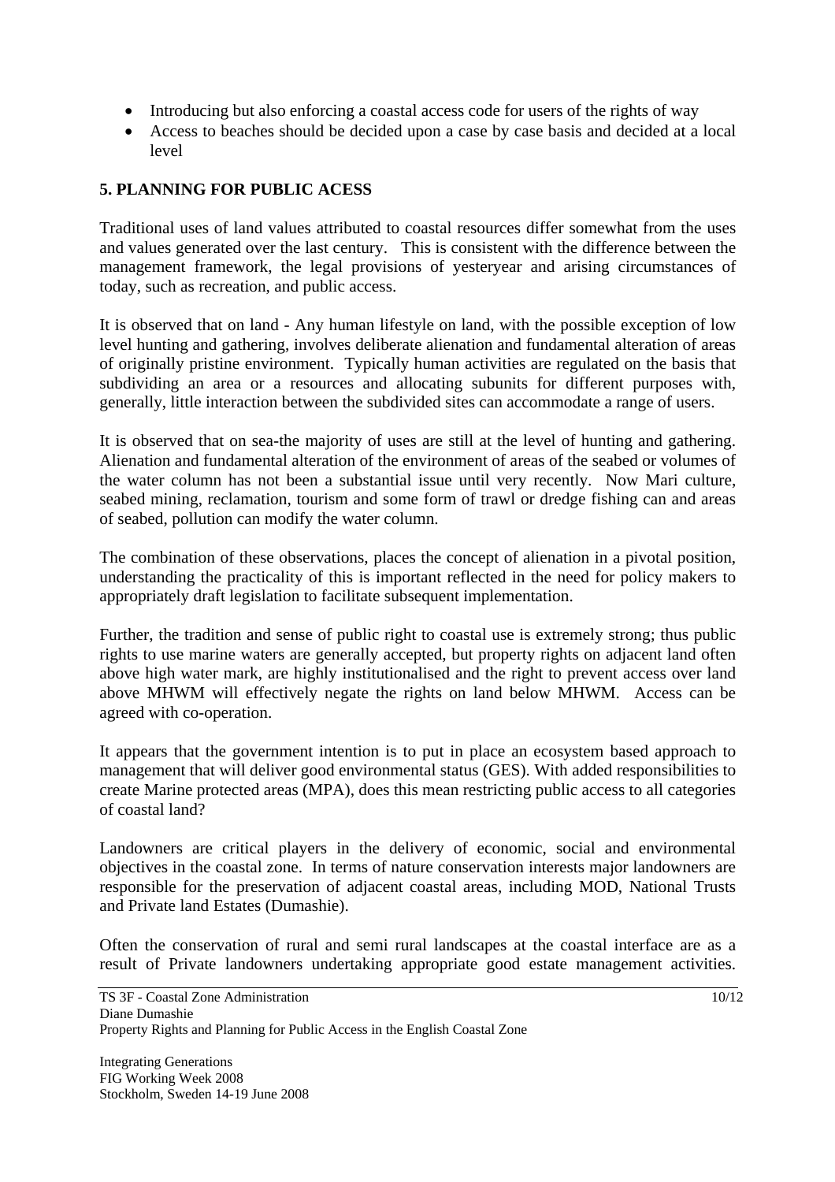- Introducing but also enforcing a coastal access code for users of the rights of way
- Access to beaches should be decided upon a case by case basis and decided at a local level

## 5. PLANNING FOR PUBLIC ACESS

Traditional uses of land values attributed to coastal resources differ somewhat from the uses and values generated over the last century. This is consistent with the difference between the management framework, the legal provisions of yesteryear and arising circumstances of today, such as recreation, and public access.

It is observed that on land - Any human lifestyle on land, with the possible exception of low level hunting and gathering, involves deliberate alienation and fundamental alteration of areas of originally pristine environment. Typically human activities are regulated on the basis that subdividing an area or a resources and allocating subunits for different purposes with, generally, little interaction between the subdivided sites can accommodate a range of users.

It is observed that on sea-the majority of uses are still at the level of hunting and gathering. Alienation and fundamental alteration of the environment of areas of the seabed or volumes of the water column has not been a substantial issue until very recently. Now Mari culture, seabed mining, reclamation, tourism and some form of trawl or dredge fishing can and areas of seabed, pollution can modify the water column.

The combination of these observations, places the concept of alienation in a pivotal position, understanding the practicality of this is important reflected in the need for policy makers to appropriately draft legislation to facilitate subsequent implementation.

Further, the tradition and sense of public right to coastal use is extremely strong; thus public rights to use marine waters are generally accepted, but property rights on adjacent land often above high water mark, are highly institutionalised and the right to prevent access over land above MHWM will effectively negate the rights on land below MHWM. Access can be agreed with co-operation.

It appears that the government intention is to put in place an ecosystem based approach to management that will deliver good environmental status (GES). With added responsibilities to create Marine protected areas (MPA), does this mean restricting public access to all categories of coastal land?

Landowners are critical players in the delivery of economic, social and environmental objectives in the coastal zone. In terms of nature conservation interests major landowners are responsible for the preservation of adjacent coastal areas, including MOD, National Trusts and Private land Estates (Dumashie).

Often the conservation of rural and semi rural landscapes at the coastal interface are as a result of Private landowners undertaking appropriate good estate management activities.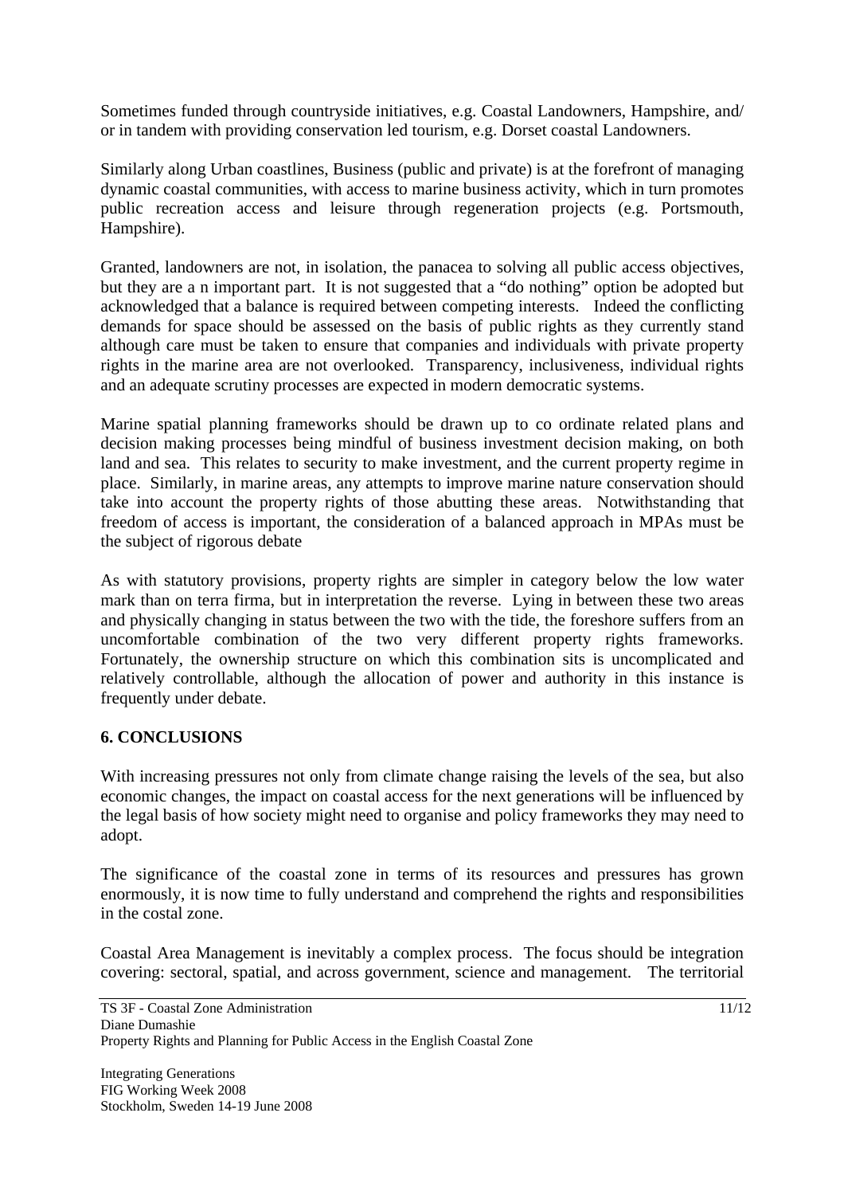Sometimes funded through countryside initiatives, e.g. Coastal Landowners, Hampshire, and/ or in tandem with providing conservation led tourism, e.g. Dorset coastal Landowners.

Similarly along Urban coastlines, Business (public and private) is at the forefront of managing dynamic coastal communities, with access to marine business activity, which in turn promotes public recreation access and leisure through regeneration projects (e.g. Portsmouth, Hampshire).

Granted, landowners are not, in isolation, the panacea to solving all public access objectives, but they are a n important part. It is not suggested that a "do nothing" option be adopted but acknowledged that a balance is required between competing interests. Indeed the conflicting demands for space should be assessed on the basis of public rights as they currently stand although care must be taken to ensure that companies and individuals with private property rights in the marine area are not overlooked. Transparency, inclusiveness, individual rights and an adequate scrutiny processes are expected in modern democratic systems.

Marine spatial planning frameworks should be drawn up to co ordinate related plans and decision making processes being mindful of business investment decision making, on both land and sea. This relates to security to make investment, and the current property regime in place. Similarly, in marine areas, any attempts to improve marine nature conservation should take into account the property rights of those abutting these areas. Notwithstanding that freedom of access is important, the consideration of a balanced approach in MPAs must be the subject of rigorous debate

As with statutory provisions, property rights are simpler in category below the low water mark than on terra firma, but in interpretation the reverse. Lying in between these two areas and physically changing in status between the two with the tide, the foreshore suffers from an uncomfortable combination of the two very different property rights frameworks. Fortunately, the ownership structure on which this combination sits is uncomplicated and relatively controllable, although the allocation of power and authority in this instance is frequently under debate.

## 6. CONCLUSIONS

With increasing pressures not only from climate change raising the levels of the sea, but also economic changes, the impact on coastal access for the next generations will be influenced by the legal basis of how society might need to organise and policy frameworks they may need to adopt.

The significance of the coastal zone in terms of its resources and pressures has grown enormously, it is now time to fully understand and comprehend the rights and responsibilities in the costal zone.

Coastal Area Management is inevitably a complex process. The focus should be integration covering: sectoral, spatial, and across government, science and management. The territorial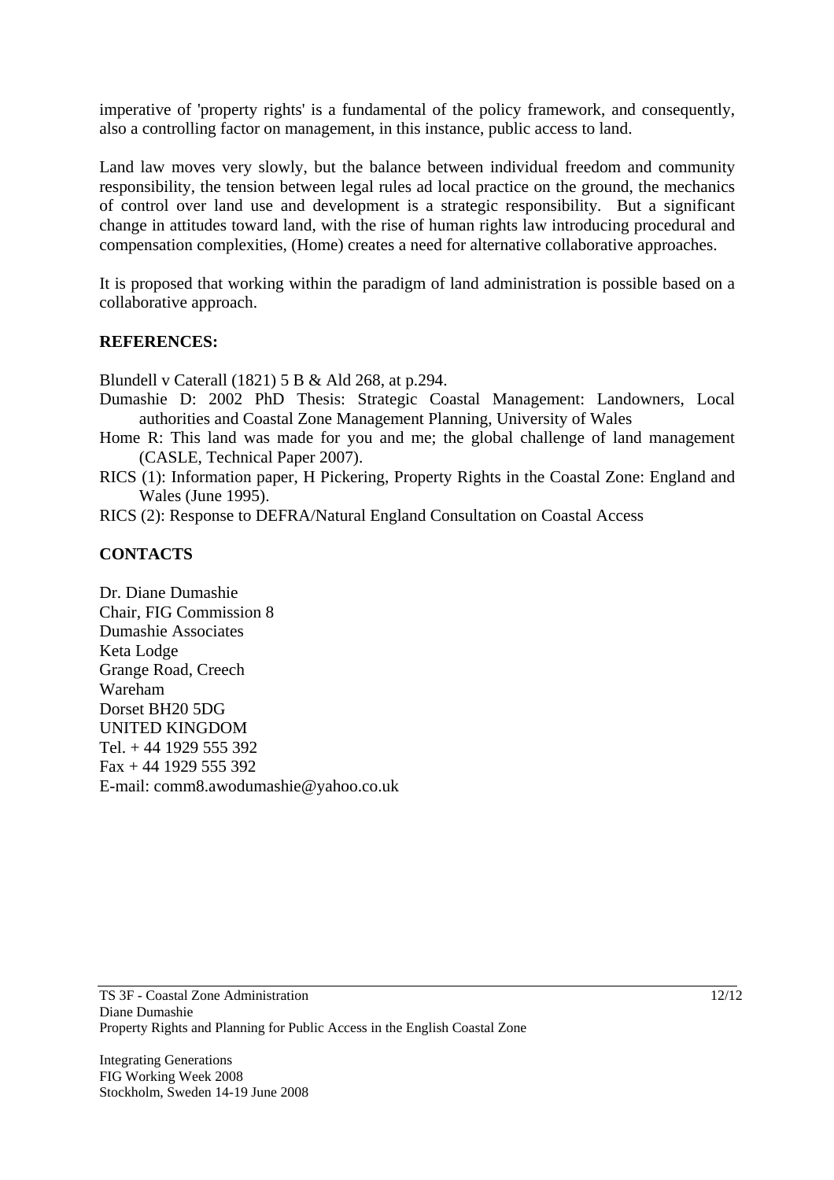imperative of 'property rights' is a fundamental of the policy framework, and consequently, also a controlling factor on management, in this instance, public access to land.

Land law moves very slowly, but the balance between individual freedom and community responsibility, the tension between legal rules ad local practice on the ground, the mechanics of control over land use and development is a strategic responsibility. But a significant change in attitudes toward land, with the rise of human rights law introducing procedural and compensation complexities, (Home) creates a need for alternative collaborative approaches.

It is proposed that working within the paradigm of land administration is possible based on a collaborative approach.

## REFERENCES:

Blundell v Caterall (1821) 5 B & Ald 268, at p.294.

Dumashie D: 2002 PhD Thesis: Strategic Coastal Management: Landowners, Local authorities and Coastal Zone Management Planning, University of Wales

Home R: This land was made for you and me; the global challenge of land management (CASLE, Technical Paper 2007).

RICS (1): Information paper, H Pickering, Property Rights in the Coastal Zone: England and Wales (June 1995).

RICS (2): Response to DEFRA/Natural England Consultation on Coastal Access

## CONTACTS

Dr. Diane Dumashie
Chair, FIG Commission 8
Dumashie Associates
Keta Lodge
Grange Road, Creech
Wareham
Dorset BH20 5DG
UNITED KINGDOM
Tel. + 44 1929 555 392
Fax + 44 1929 555 392
E-mail: comm8.awodumashie@yahoo.co.uk